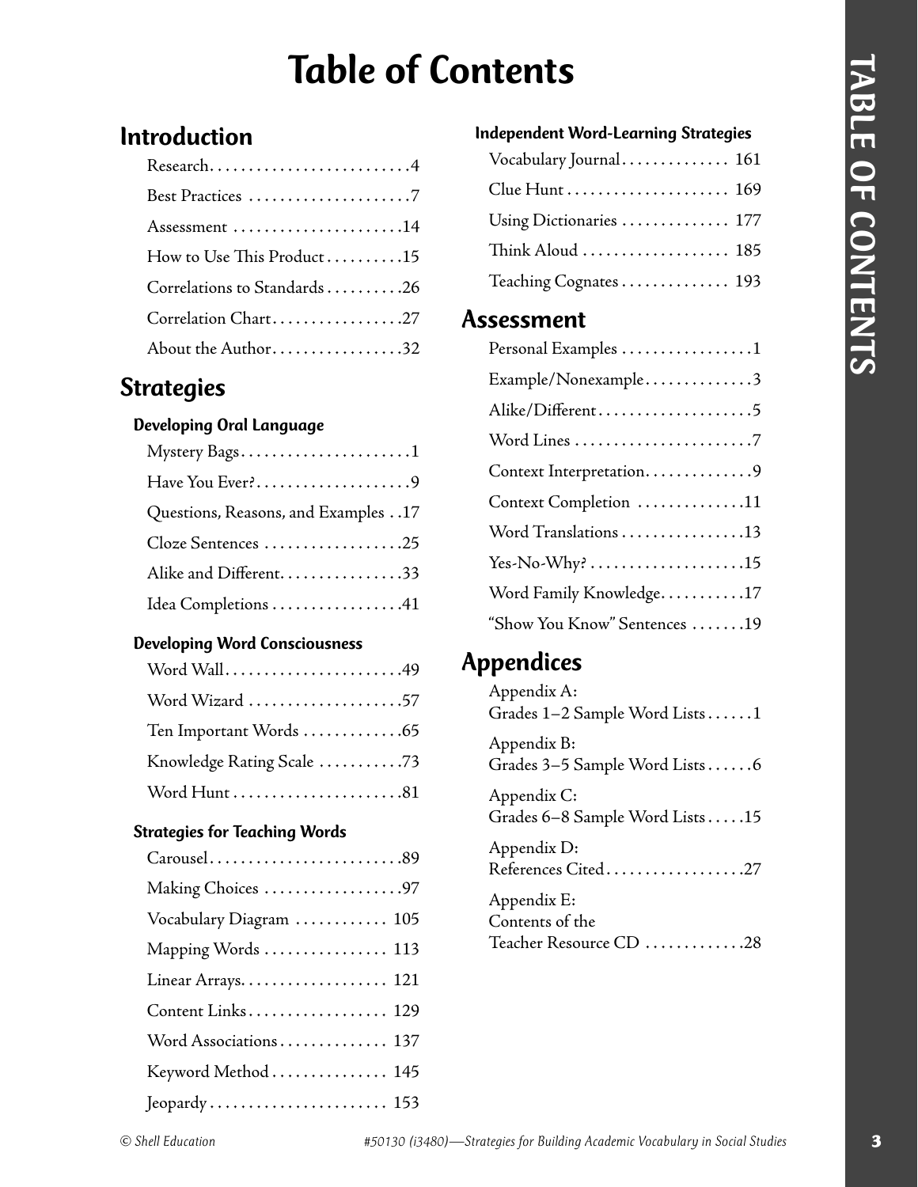# Table of Contents

## Introduction

Research . . . . . . . . . . . . . . . . . . . . . . . . . 4
Best Practices . . . . . . . . . . . . . . . . . . . . . 7
Assessment . . . . . . . . . . . . . . . . . . . . . . 14
How to Use This Product . . . . . . . . . . 15
Correlations to Standards . . . . . . . . . . 26
Correlation Chart . . . . . . . . . . . . . . . . . 27
About the Author . . . . . . . . . . . . . . . . . 32

## Strategies

### Developing Oral Language

Mystery Bags . . . . . . . . . . . . . . . . . . . . . . 1
Have You Ever? . . . . . . . . . . . . . . . . . . . . 9
Questions, Reasons, and Examples . . 17
Cloze Sentences . . . . . . . . . . . . . . . . . . 25
Alike and Different . . . . . . . . . . . . . . . . 33
Idea Completions . . . . . . . . . . . . . . . . . 41

### Developing Word Consciousness

Word Wall . . . . . . . . . . . . . . . . . . . . . . . 49
Word Wizard . . . . . . . . . . . . . . . . . . . . 57
Ten Important Words . . . . . . . . . . . . . 65
Knowledge Rating Scale . . . . . . . . . . . 73
Word Hunt . . . . . . . . . . . . . . . . . . . . . . 81

### Strategies for Teaching Words

Carousel . . . . . . . . . . . . . . . . . . . . . . . . . 89
Making Choices . . . . . . . . . . . . . . . . . . 97
Vocabulary Diagram . . . . . . . . . . . . 105
Mapping Words . . . . . . . . . . . . . . . . 113
Linear Arrays . . . . . . . . . . . . . . . . . . . 121
Content Links . . . . . . . . . . . . . . . . . . 129
Word Associations . . . . . . . . . . . . . . 137
Keyword Method . . . . . . . . . . . . . . . 145
Jeopardy . . . . . . . . . . . . . . . . . . . . . . . 153

### Independent Word-Learning Strategies

Vocabulary Journal . . . . . . . . . . . . . . 161
Clue Hunt . . . . . . . . . . . . . . . . . . . . . 169
Using Dictionaries . . . . . . . . . . . . . . 177
Think Aloud . . . . . . . . . . . . . . . . . . . 185
Teaching Cognates . . . . . . . . . . . . . . 193

## Assessment

Personal Examples . . . . . . . . . . . . . . . . . 1
Example/Nonexample . . . . . . . . . . . . . . 3
Alike/Different . . . . . . . . . . . . . . . . . . . . 5
Word Lines . . . . . . . . . . . . . . . . . . . . . . . 7
Context Interpretation . . . . . . . . . . . . . . 9
Context Completion . . . . . . . . . . . . . . 11
Word Translations . . . . . . . . . . . . . . . . 13
Yes-No-Why? . . . . . . . . . . . . . . . . . . . . 15
Word Family Knowledge . . . . . . . . . . . 17
"Show You Know" Sentences . . . . . . . 19

## Appendices

Appendix A:
Grades 1–2 Sample Word Lists . . . . . . 1

Appendix B:
Grades 3–5 Sample Word Lists . . . . . . 6

Appendix C:
Grades 6–8 Sample Word Lists . . . . . 15

Appendix D:
References Cited . . . . . . . . . . . . . . . . . 27

Appendix E:
Contents of the
Teacher Resource CD . . . . . . . . . . . . . 28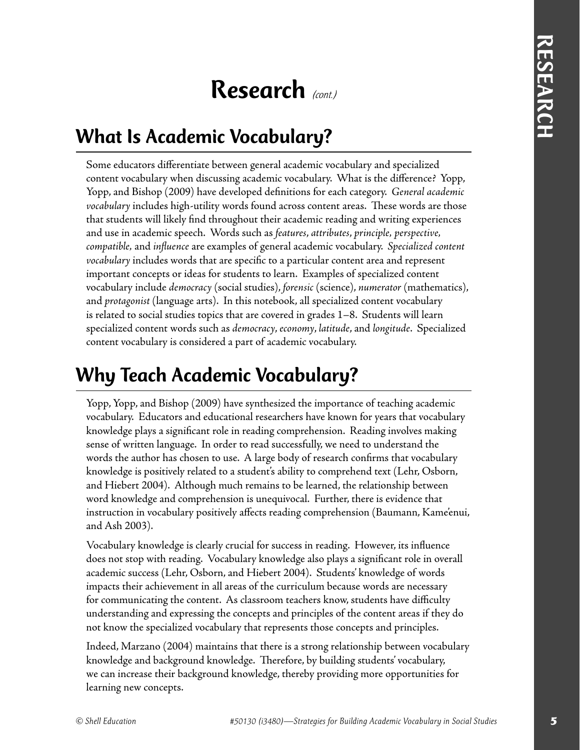# Research *(cont.)*

## What Is Academic Vocabulary?

Some educators differentiate between general academic vocabulary and specialized content vocabulary when discussing academic vocabulary. What is the difference? Yopp, Yopp, and Bishop (2009) have developed definitions for each category. *General academic vocabulary* includes high-utility words found across content areas. These words are those that students will likely find throughout their academic reading and writing experiences and use in academic speech. Words such as *features*, *attributes*, *principle*, *perspective*, *compatible*, and *influence* are examples of general academic vocabulary. *Specialized content vocabulary* includes words that are specific to a particular content area and represent important concepts or ideas for students to learn. Examples of specialized content vocabulary include *democracy* (social studies), *forensic* (science), *numerator* (mathematics), and *protagonist* (language arts). In this notebook, all specialized content vocabulary is related to social studies topics that are covered in grades 1–8. Students will learn specialized content words such as *democracy*, *economy*, *latitude*, and *longitude*. Specialized content vocabulary is considered a part of academic vocabulary.

## Why Teach Academic Vocabulary?

Yopp, Yopp, and Bishop (2009) have synthesized the importance of teaching academic vocabulary. Educators and educational researchers have known for years that vocabulary knowledge plays a significant role in reading comprehension. Reading involves making sense of written language. In order to read successfully, we need to understand the words the author has chosen to use. A large body of research confirms that vocabulary knowledge is positively related to a student's ability to comprehend text (Lehr, Osborn, and Hiebert 2004). Although much remains to be learned, the relationship between word knowledge and comprehension is unequivocal. Further, there is evidence that instruction in vocabulary positively affects reading comprehension (Baumann, Kame'enui, and Ash 2003).

Vocabulary knowledge is clearly crucial for success in reading. However, its influence does not stop with reading. Vocabulary knowledge also plays a significant role in overall academic success (Lehr, Osborn, and Hiebert 2004). Students' knowledge of words impacts their achievement in all areas of the curriculum because words are necessary for communicating the content. As classroom teachers know, students have difficulty understanding and expressing the concepts and principles of the content areas if they do not know the specialized vocabulary that represents those concepts and principles.

Indeed, Marzano (2004) maintains that there is a strong relationship between vocabulary knowledge and background knowledge. Therefore, by building students' vocabulary, we can increase their background knowledge, thereby providing more opportunities for learning new concepts.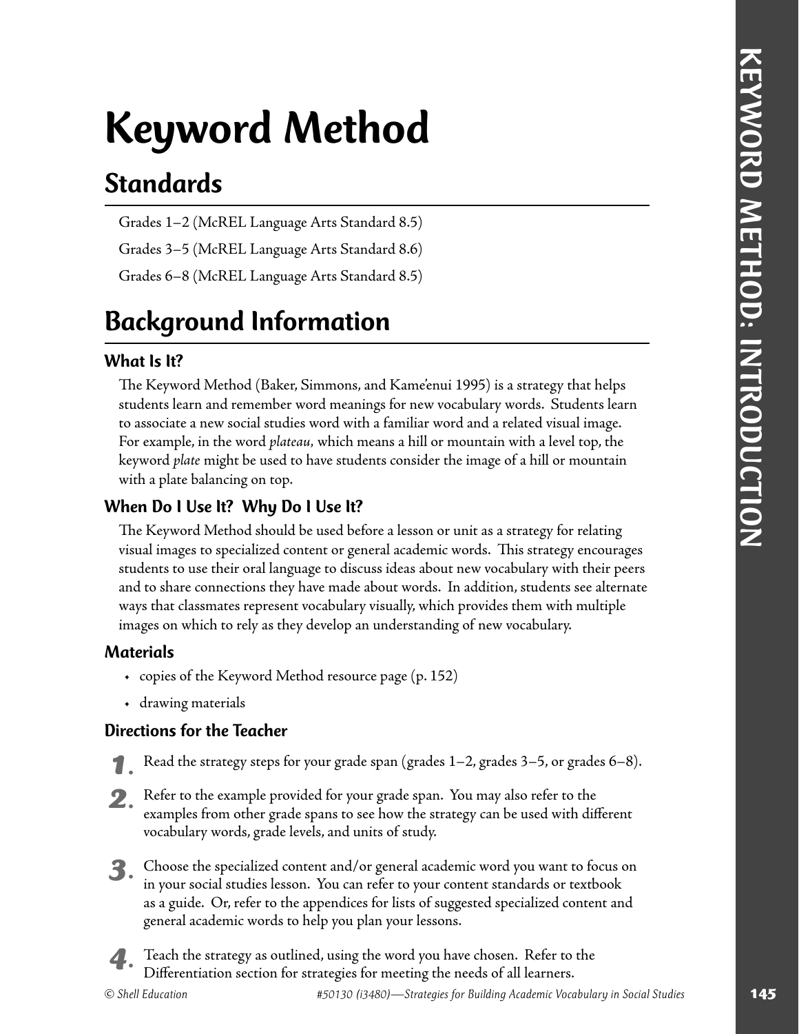# Keyword Method

## Standards

Grades 1–2 (McREL Language Arts Standard 8.5)

Grades 3–5 (McREL Language Arts Standard 8.6)

Grades 6–8 (McREL Language Arts Standard 8.5)

## Background Information

### What Is It?

The Keyword Method (Baker, Simmons, and Kame'enui 1995) is a strategy that helps students learn and remember word meanings for new vocabulary words. Students learn to associate a new social studies word with a familiar word and a related visual image. For example, in the word *plateau,* which means a hill or mountain with a level top, the keyword *plate* might be used to have students consider the image of a hill or mountain with a plate balancing on top.

### When Do I Use It? Why Do I Use It?

The Keyword Method should be used before a lesson or unit as a strategy for relating visual images to specialized content or general academic words. This strategy encourages students to use their oral language to discuss ideas about new vocabulary with their peers and to share connections they have made about words. In addition, students see alternate ways that classmates represent vocabulary visually, which provides them with multiple images on which to rely as they develop an understanding of new vocabulary.

### Materials

- copies of the Keyword Method resource page (p. 152)
- drawing materials

### Directions for the Teacher

1. Read the strategy steps for your grade span (grades 1–2, grades 3–5, or grades 6–8).
2. Refer to the example provided for your grade span. You may also refer to the examples from other grade spans to see how the strategy can be used with different vocabulary words, grade levels, and units of study.
3. Choose the specialized content and/or general academic word you want to focus on in your social studies lesson. You can refer to your content standards or textbook as a guide. Or, refer to the appendices for lists of suggested specialized content and general academic words to help you plan your lessons.
4. Teach the strategy as outlined, using the word you have chosen. Refer to the Differentiation section for strategies for meeting the needs of all learners.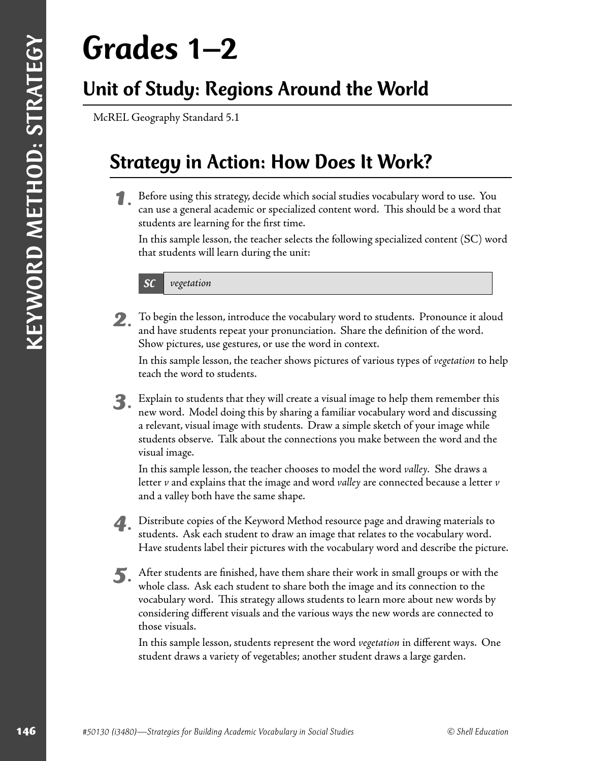# Grades 1–2

## Unit of Study: Regions Around the World

McREL Geography Standard 5.1

## Strategy in Action: How Does It Work?

1. Before using this strategy, decide which social studies vocabulary word to use. You can use a general academic or specialized content word. This should be a word that students are learning for the first time.

   In this sample lesson, the teacher selects the following specialized content (SC) word that students will learn during the unit:

   | SC | *vegetation* |
   | --- | --- |

2. To begin the lesson, introduce the vocabulary word to students. Pronounce it aloud and have students repeat your pronunciation. Share the definition of the word. Show pictures, use gestures, or use the word in context.

   In this sample lesson, the teacher shows pictures of various types of *vegetation* to help teach the word to students.

3. Explain to students that they will create a visual image to help them remember this new word. Model doing this by sharing a familiar vocabulary word and discussing a relevant, visual image with students. Draw a simple sketch of your image while students observe. Talk about the connections you make between the word and the visual image.

   In this sample lesson, the teacher chooses to model the word *valley*. She draws a letter *v* and explains that the image and word *valley* are connected because a letter *v* and a valley both have the same shape.

4. Distribute copies of the Keyword Method resource page and drawing materials to students. Ask each student to draw an image that relates to the vocabulary word. Have students label their pictures with the vocabulary word and describe the picture.

5. After students are finished, have them share their work in small groups or with the whole class. Ask each student to share both the image and its connection to the vocabulary word. This strategy allows students to learn more about new words by considering different visuals and the various ways the new words are connected to those visuals.

   In this sample lesson, students represent the word *vegetation* in different ways. One student draws a variety of vegetables; another student draws a large garden.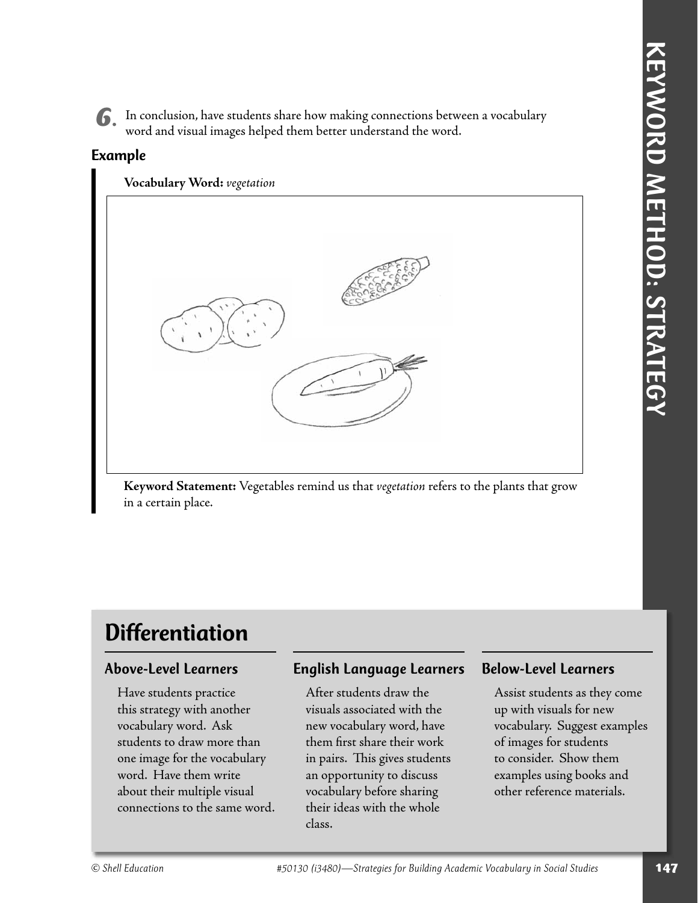6. In conclusion, have students share how making connections between a vocabulary word and visual images helped them better understand the word.

### Example

**Vocabulary Word:** *vegetation*

**Keyword Statement:** Vegetables remind us that *vegetation* refers to the plants that grow in a certain place.

## Differentiation

### Above-Level Learners

Have students practice this strategy with another vocabulary word. Ask students to draw more than one image for the vocabulary word. Have them write about their multiple visual connections to the same word.

### English Language Learners

After students draw the visuals associated with the new vocabulary word, have them first share their work in pairs. This gives students an opportunity to discuss vocabulary before sharing their ideas with the whole class.

### Below-Level Learners

Assist students as they come up with visuals for new vocabulary. Suggest examples of images for students to consider. Show them examples using books and other reference materials.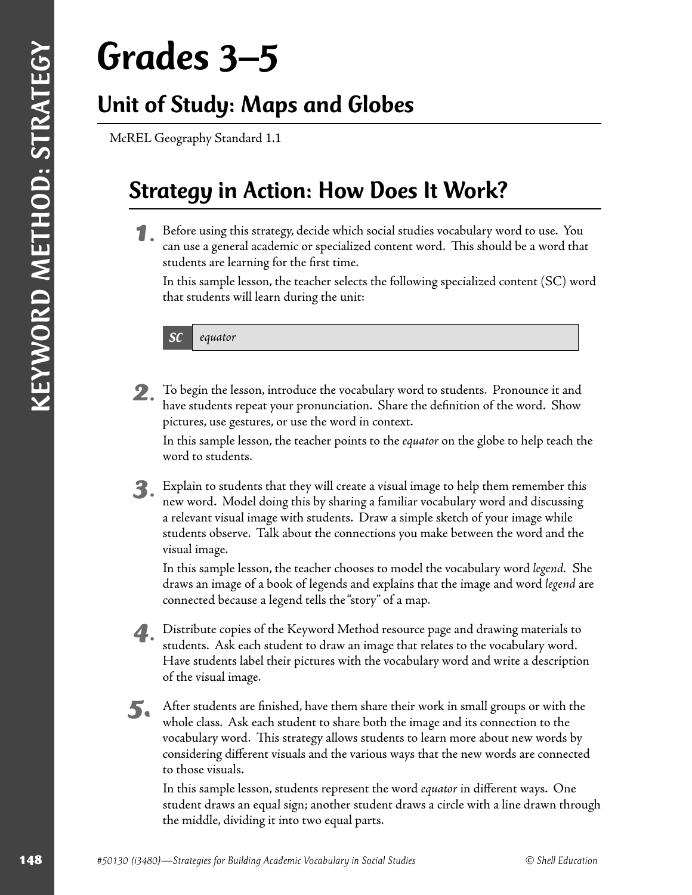# Grades 3–5

## Unit of Study: Maps and Globes

McREL Geography Standard 1.1

## Strategy in Action: How Does It Work?

1. Before using this strategy, decide which social studies vocabulary word to use. You can use a general academic or specialized content word. This should be a word that students are learning for the first time.

   In this sample lesson, the teacher selects the following specialized content (SC) word that students will learn during the unit:

   | **SC** | *equator* |
   |---|---|

2. To begin the lesson, introduce the vocabulary word to students. Pronounce it and have students repeat your pronunciation. Share the definition of the word. Show pictures, use gestures, or use the word in context.

   In this sample lesson, the teacher points to the *equator* on the globe to help teach the word to students.

3. Explain to students that they will create a visual image to help them remember this new word. Model doing this by sharing a familiar vocabulary word and discussing a relevant visual image with students. Draw a simple sketch of your image while students observe. Talk about the connections you make between the word and the visual image.

   In this sample lesson, the teacher chooses to model the vocabulary word *legend*. She draws an image of a book of legends and explains that the image and word *legend* are connected because a legend tells the "story" of a map.

4. Distribute copies of the Keyword Method resource page and drawing materials to students. Ask each student to draw an image that relates to the vocabulary word. Have students label their pictures with the vocabulary word and write a description of the visual image.

5. After students are finished, have them share their work in small groups or with the whole class. Ask each student to share both the image and its connection to the vocabulary word. This strategy allows students to learn more about new words by considering different visuals and the various ways that the new words are connected to those visuals.

   In this sample lesson, students represent the word *equator* in different ways. One student draws an equal sign; another student draws a circle with a line drawn through the middle, dividing it into two equal parts.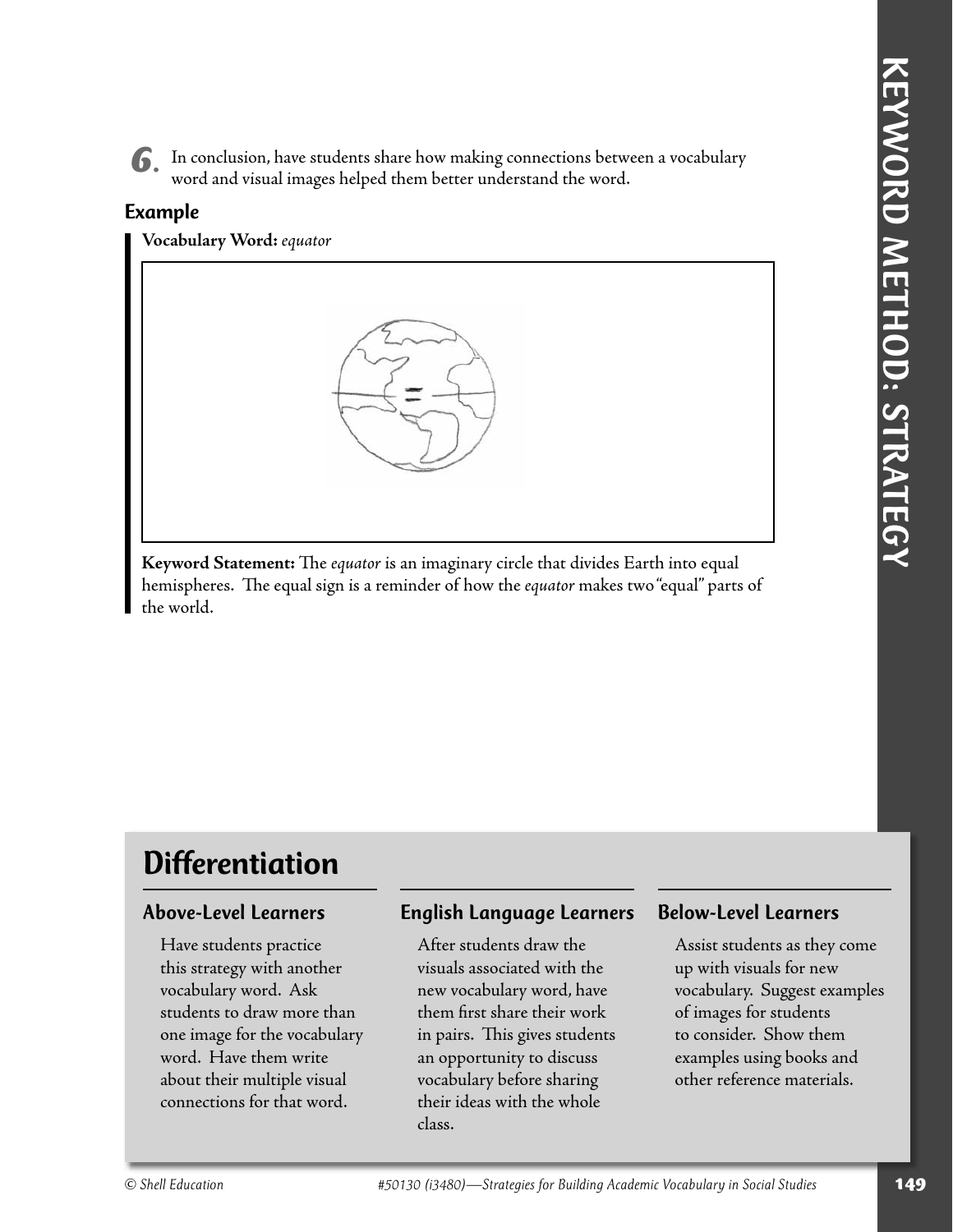6. In conclusion, have students share how making connections between a vocabulary word and visual images helped them better understand the word.

### Example

**Vocabulary Word:** *equator*

**Keyword Statement:** The *equator* is an imaginary circle that divides Earth into equal hemispheres. The equal sign is a reminder of how the *equator* makes two "equal" parts of the world.

## Differentiation

### Above-Level Learners

Have students practice this strategy with another vocabulary word. Ask students to draw more than one image for the vocabulary word. Have them write about their multiple visual connections for that word.

### English Language Learners

After students draw the visuals associated with the new vocabulary word, have them first share their work in pairs. This gives students an opportunity to discuss vocabulary before sharing their ideas with the whole class.

### Below-Level Learners

Assist students as they come up with visuals for new vocabulary. Suggest examples of images for students to consider. Show them examples using books and other reference materials.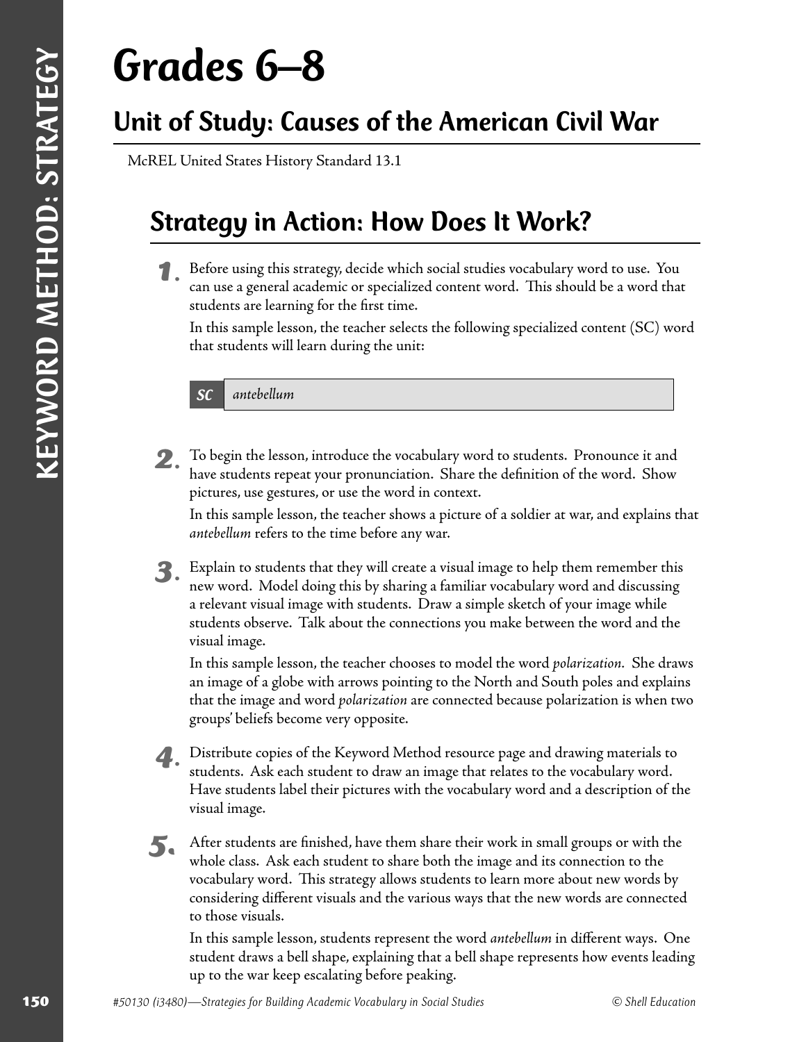# Grades 6–8

## Unit of Study: Causes of the American Civil War

McREL United States History Standard 13.1

## Strategy in Action: How Does It Work?

1. Before using this strategy, decide which social studies vocabulary word to use. You can use a general academic or specialized content word. This should be a word that students are learning for the first time.

   In this sample lesson, the teacher selects the following specialized content (SC) word that students will learn during the unit:

   | SC | *antebellum* |
   | --- | --- |

2. To begin the lesson, introduce the vocabulary word to students. Pronounce it and have students repeat your pronunciation. Share the definition of the word. Show pictures, use gestures, or use the word in context.

   In this sample lesson, the teacher shows a picture of a soldier at war, and explains that *antebellum* refers to the time before any war.

3. Explain to students that they will create a visual image to help them remember this new word. Model doing this by sharing a familiar vocabulary word and discussing a relevant visual image with students. Draw a simple sketch of your image while students observe. Talk about the connections you make between the word and the visual image.

   In this sample lesson, the teacher chooses to model the word *polarization.* She draws an image of a globe with arrows pointing to the North and South poles and explains that the image and word *polarization* are connected because polarization is when two groups' beliefs become very opposite.

4. Distribute copies of the Keyword Method resource page and drawing materials to students. Ask each student to draw an image that relates to the vocabulary word. Have students label their pictures with the vocabulary word and a description of the visual image.

5. After students are finished, have them share their work in small groups or with the whole class. Ask each student to share both the image and its connection to the vocabulary word. This strategy allows students to learn more about new words by considering different visuals and the various ways that the new words are connected to those visuals.

   In this sample lesson, students represent the word *antebellum* in different ways. One student draws a bell shape, explaining that a bell shape represents how events leading up to the war keep escalating before peaking.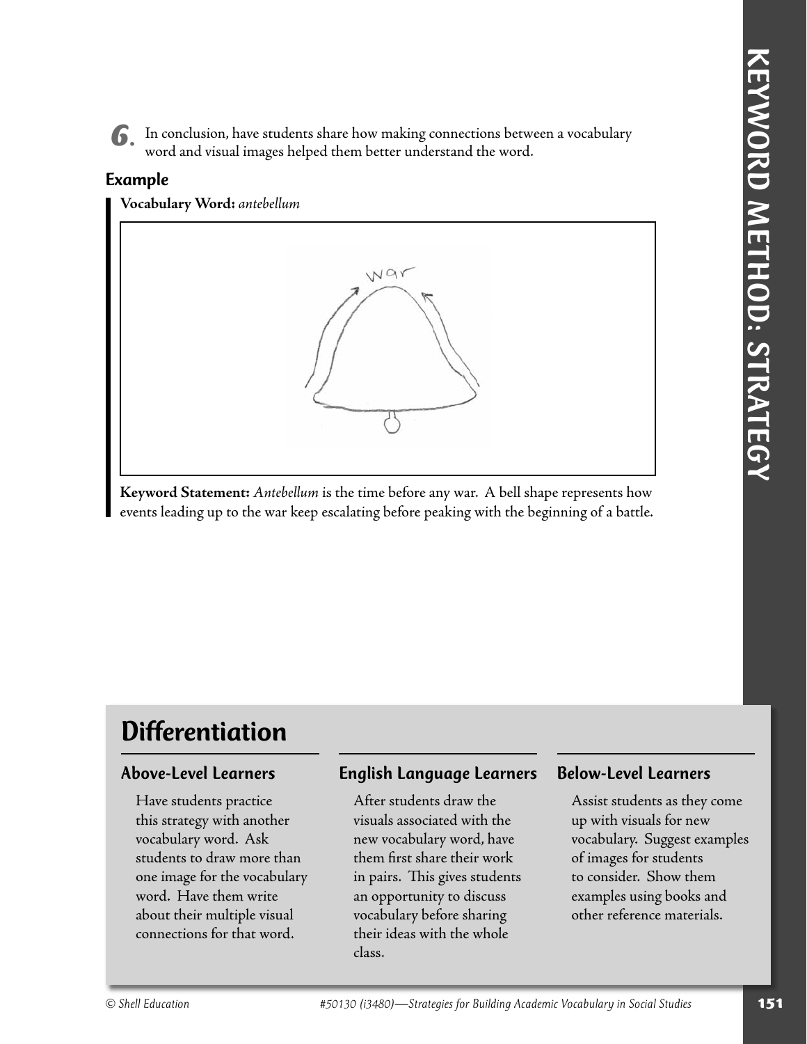6. In conclusion, have students share how making connections between a vocabulary word and visual images helped them better understand the word.

### Example

**Vocabulary Word:** *antebellum*

**Keyword Statement:** *Antebellum* is the time before any war. A bell shape represents how events leading up to the war keep escalating before peaking with the beginning of a battle.

## Differentiation

### Above-Level Learners

Have students practice this strategy with another vocabulary word. Ask students to draw more than one image for the vocabulary word. Have them write about their multiple visual connections for that word.

### English Language Learners

After students draw the visuals associated with the new vocabulary word, have them first share their work in pairs. This gives students an opportunity to discuss vocabulary before sharing their ideas with the whole class.

### Below-Level Learners

Assist students as they come up with visuals for new vocabulary. Suggest examples of images for students to consider. Show them examples using books and other reference materials.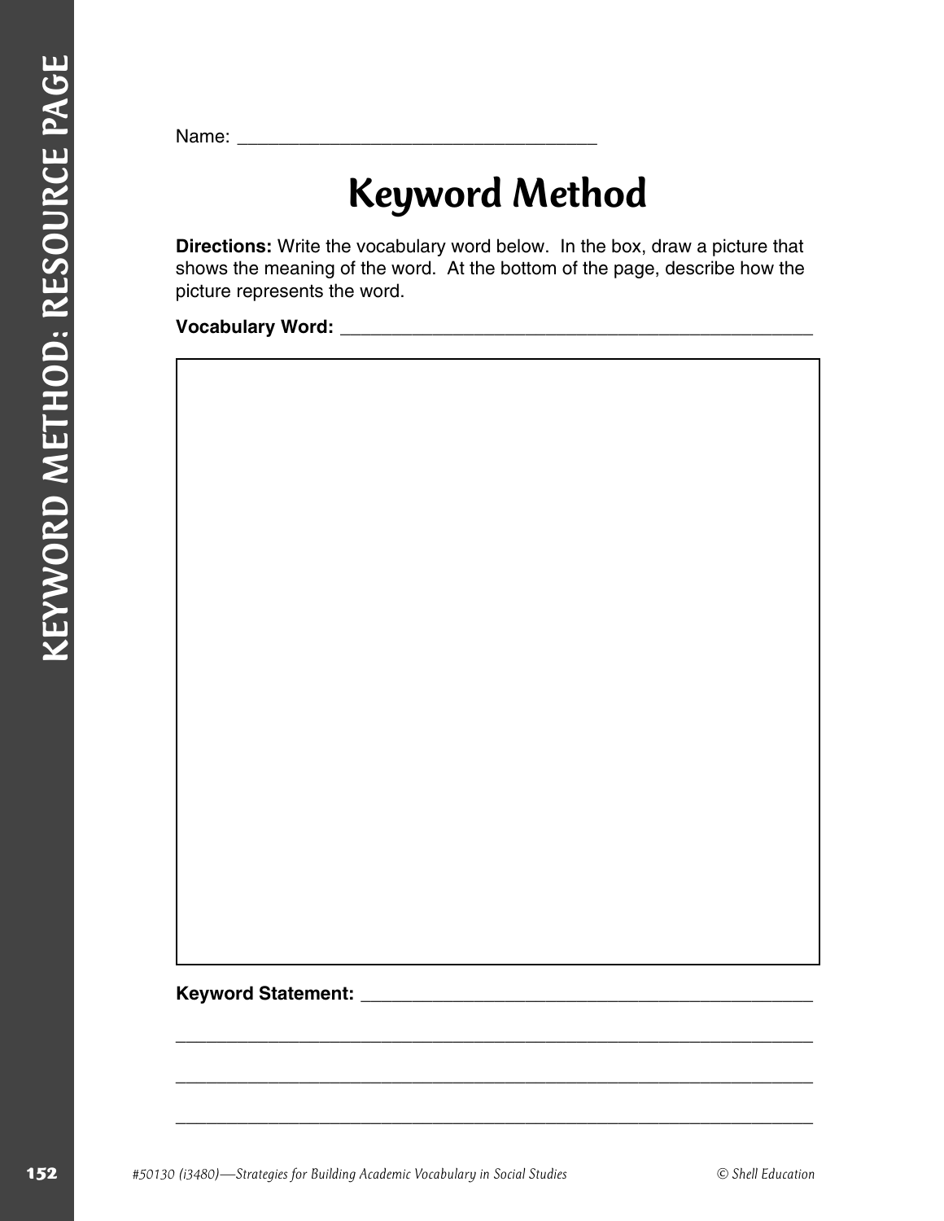Name: ___________________________________

# Keyword Method

**Directions:** Write the vocabulary word below. In the box, draw a picture that shows the meaning of the word. At the bottom of the page, describe how the picture represents the word.

**Vocabulary Word:** ______________________________________________

**Keyword Statement:** ____________________________________________

_________________________________________________________________

_________________________________________________________________

_________________________________________________________________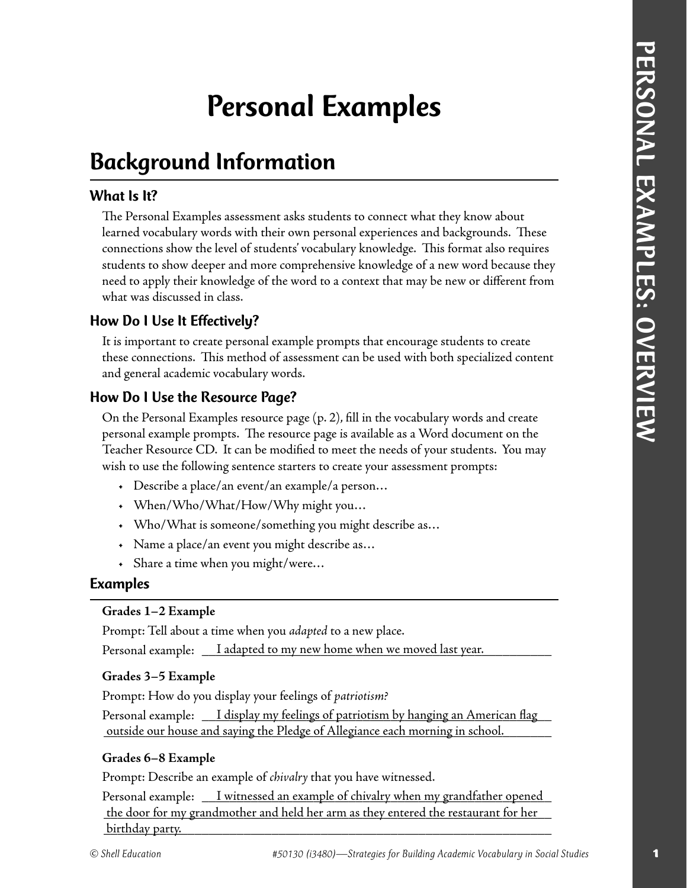# Personal Examples

## Background Information

### What Is It?

The Personal Examples assessment asks students to connect what they know about learned vocabulary words with their own personal experiences and backgrounds. These connections show the level of students' vocabulary knowledge. This format also requires students to show deeper and more comprehensive knowledge of a new word because they need to apply their knowledge of the word to a context that may be new or different from what was discussed in class.

### How Do I Use It Effectively?

It is important to create personal example prompts that encourage students to create these connections. This method of assessment can be used with both specialized content and general academic vocabulary words.

### How Do I Use the Resource Page?

On the Personal Examples resource page (p. 2), fill in the vocabulary words and create personal example prompts. The resource page is available as a Word document on the Teacher Resource CD. It can be modified to meet the needs of your students. You may wish to use the following sentence starters to create your assessment prompts:

- Describe a place/an event/an example/a person…
- When/Who/What/How/Why might you…
- Who/What is someone/something you might describe as…
- Name a place/an event you might describe as…
- Share a time when you might/were…

### Examples

**Grades 1–2 Example**

Prompt: Tell about a time when you *adapted* to a new place.

Personal example: I adapted to my new home when we moved last year.

**Grades 3–5 Example**

Prompt: How do you display your feelings of *patriotism?*

Personal example: I display my feelings of patriotism by hanging an American flag outside our house and saying the Pledge of Allegiance each morning in school.

**Grades 6–8 Example**

Prompt: Describe an example of *chivalry* that you have witnessed.

Personal example: I witnessed an example of chivalry when my grandfather opened the door for my grandmother and held her arm as they entered the restaurant for her birthday party.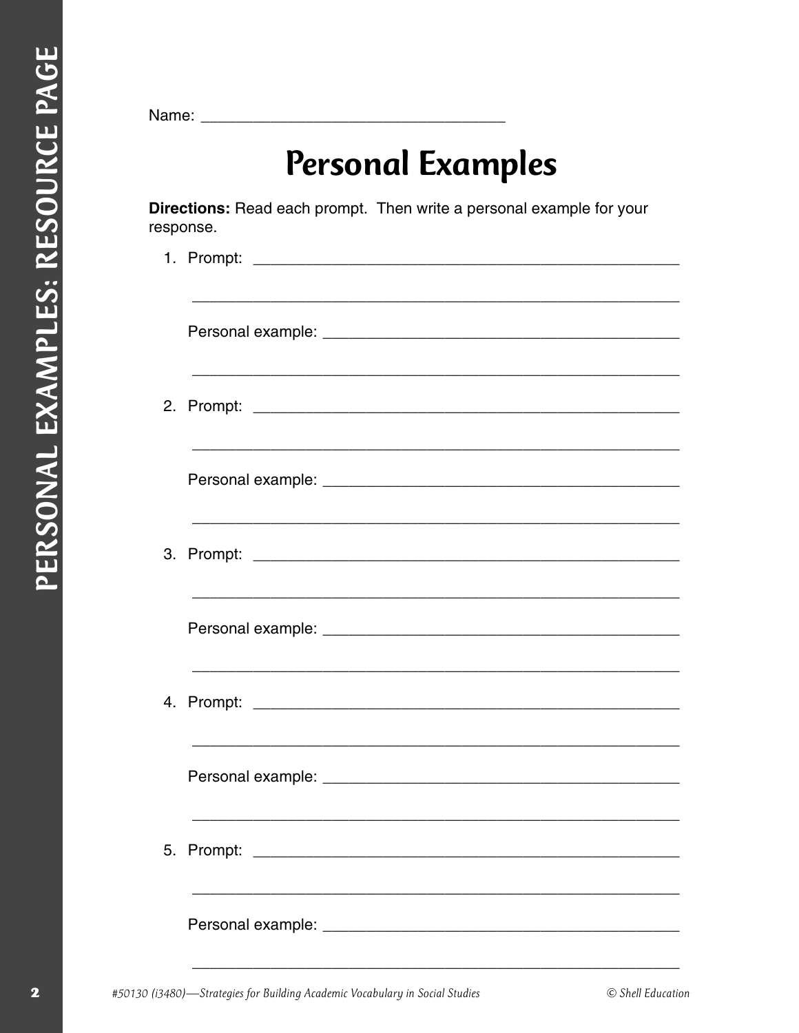Name: ______________________________

# Personal Examples

**Directions:** Read each prompt. Then write a personal example for your response.

1. Prompt: ________________________________________________

   ________________________________________________

   Personal example: ________________________________________

   ________________________________________________

2. Prompt: ________________________________________________

   ________________________________________________

   Personal example: ________________________________________

   ________________________________________________

3. Prompt: ________________________________________________

   ________________________________________________

   Personal example: ________________________________________

   ________________________________________________

4. Prompt: ________________________________________________

   ________________________________________________

   Personal example: ________________________________________

   ________________________________________________

5. Prompt: ________________________________________________

   ________________________________________________

   Personal example: ________________________________________

   ________________________________________________